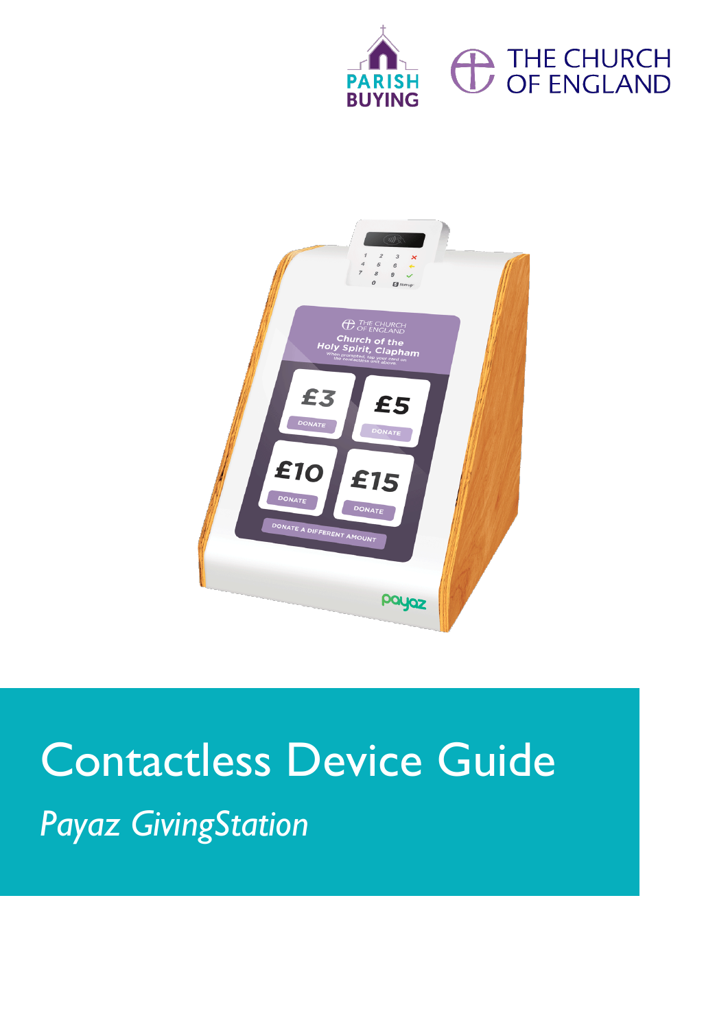PARISH BUYING

THE CHURCH OF ENGLAND

# Contactless Device Guide

*Payaz GivingStation*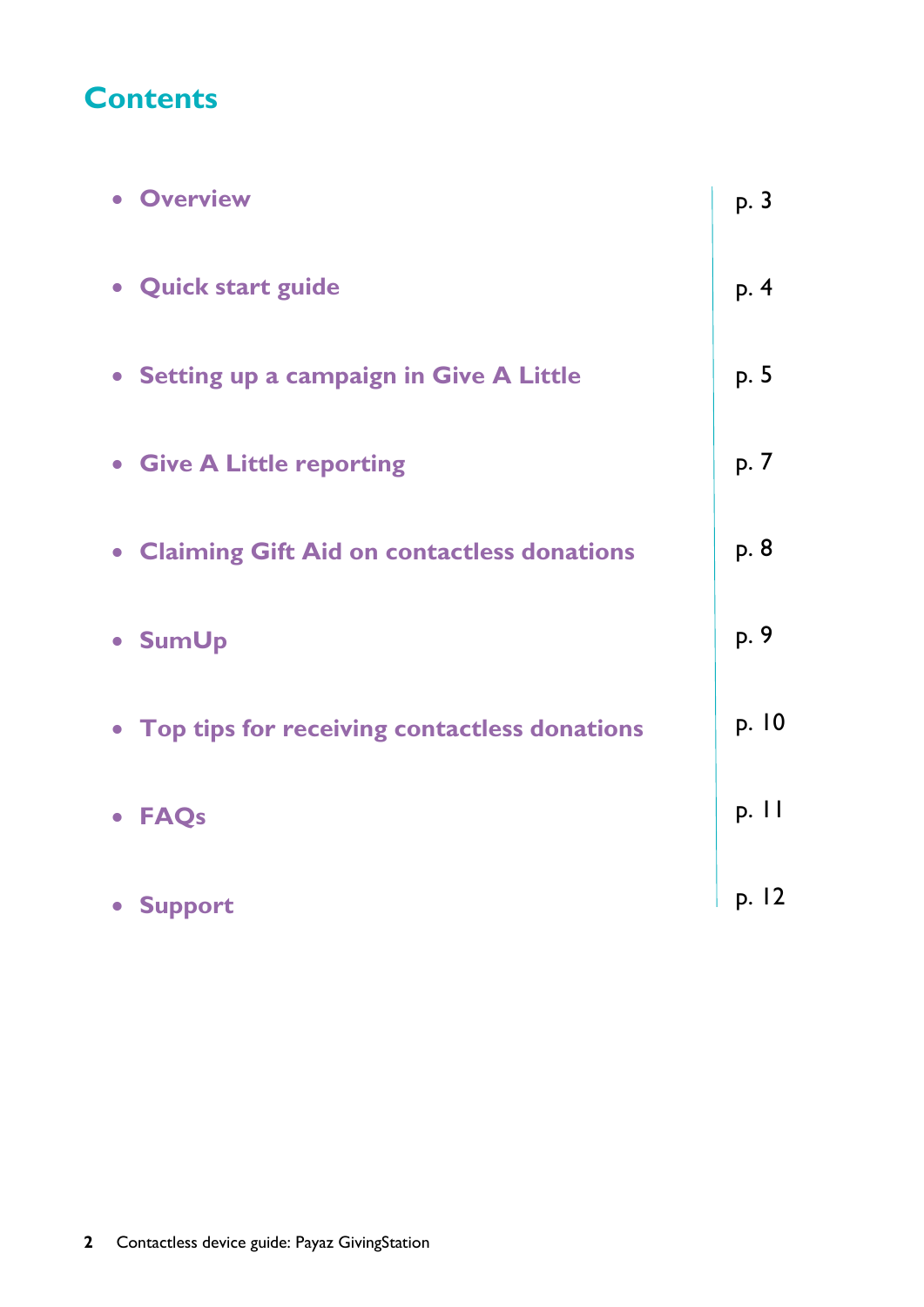# Contents

- **Overview** p. 3
- **Quick start guide** p. 4
- **Setting up a campaign in Give A Little** p. 5
- **Give A Little reporting** p. 7
- **Claiming Gift Aid on contactless donations** p. 8
- **SumUp** p. 9
- **Top tips for receiving contactless donations** p. 10
- **FAQs** p. 11
- **Support** p. 12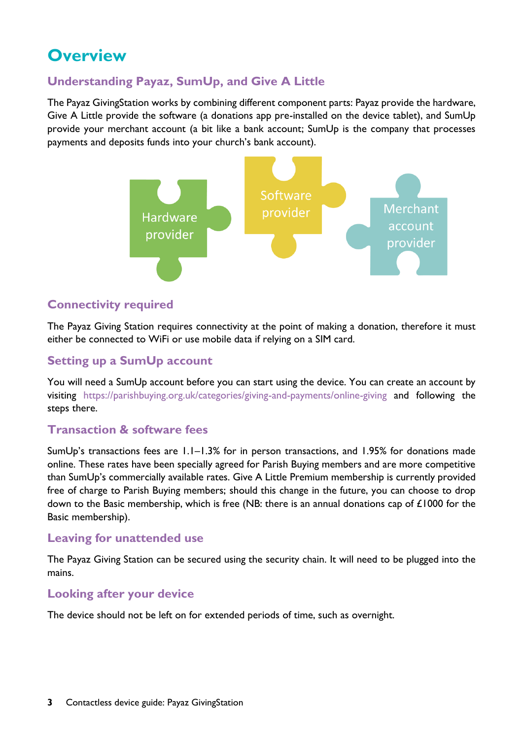# Overview

## Understanding Payaz, SumUp, and Give A Little

The Payaz GivingStation works by combining different component parts: Payaz provide the hardware, Give A Little provide the software (a donations app pre-installed on the device tablet), and SumUp provide your merchant account (a bit like a bank account; SumUp is the company that processes payments and deposits funds into your church's bank account).

Hardware provider

Software provider

Merchant account provider

## Connectivity required

The Payaz Giving Station requires connectivity at the point of making a donation, therefore it must either be connected to WiFi or use mobile data if relying on a SIM card.

## Setting up a SumUp account

You will need a SumUp account before you can start using the device. You can create an account by visiting https://parishbuying.org.uk/categories/giving-and-payments/online-giving and following the steps there.

## Transaction & software fees

SumUp's transactions fees are 1.1–1.3% for in person transactions, and 1.95% for donations made online. These rates have been specially agreed for Parish Buying members and are more competitive than SumUp's commercially available rates. Give A Little Premium membership is currently provided free of charge to Parish Buying members; should this change in the future, you can choose to drop down to the Basic membership, which is free (NB: there is an annual donations cap of £1000 for the Basic membership).

## Leaving for unattended use

The Payaz Giving Station can be secured using the security chain. It will need to be plugged into the mains.

## Looking after your device

The device should not be left on for extended periods of time, such as overnight.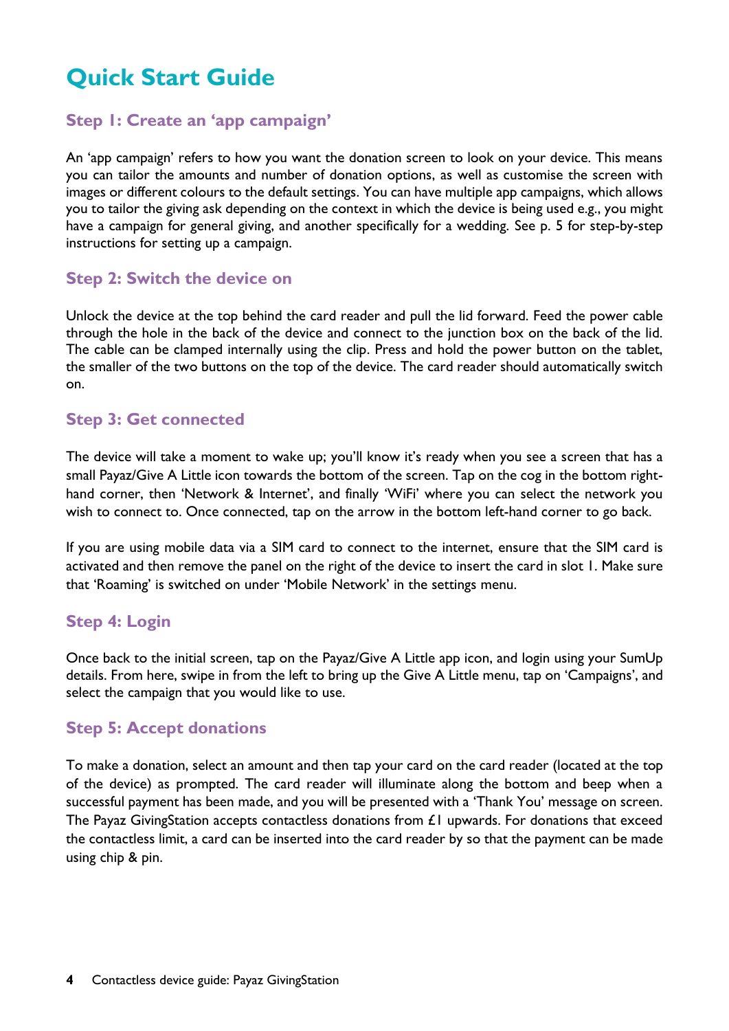# Quick Start Guide

## Step 1: Create an 'app campaign'

An 'app campaign' refers to how you want the donation screen to look on your device. This means you can tailor the amounts and number of donation options, as well as customise the screen with images or different colours to the default settings. You can have multiple app campaigns, which allows you to tailor the giving ask depending on the context in which the device is being used e.g., you might have a campaign for general giving, and another specifically for a wedding. See p. 5 for step-by-step instructions for setting up a campaign.

## Step 2: Switch the device on

Unlock the device at the top behind the card reader and pull the lid forward. Feed the power cable through the hole in the back of the device and connect to the junction box on the back of the lid. The cable can be clamped internally using the clip. Press and hold the power button on the tablet, the smaller of the two buttons on the top of the device. The card reader should automatically switch on.

## Step 3: Get connected

The device will take a moment to wake up; you'll know it's ready when you see a screen that has a small Payaz/Give A Little icon towards the bottom of the screen. Tap on the cog in the bottom right-hand corner, then 'Network & Internet', and finally 'WiFi' where you can select the network you wish to connect to. Once connected, tap on the arrow in the bottom left-hand corner to go back.

If you are using mobile data via a SIM card to connect to the internet, ensure that the SIM card is activated and then remove the panel on the right of the device to insert the card in slot 1. Make sure that 'Roaming' is switched on under 'Mobile Network' in the settings menu.

## Step 4: Login

Once back to the initial screen, tap on the Payaz/Give A Little app icon, and login using your SumUp details. From here, swipe in from the left to bring up the Give A Little menu, tap on 'Campaigns', and select the campaign that you would like to use.

## Step 5: Accept donations

To make a donation, select an amount and then tap your card on the card reader (located at the top of the device) as prompted. The card reader will illuminate along the bottom and beep when a successful payment has been made, and you will be presented with a 'Thank You' message on screen. The Payaz GivingStation accepts contactless donations from £1 upwards. For donations that exceed the contactless limit, a card can be inserted into the card reader by so that the payment can be made using chip & pin.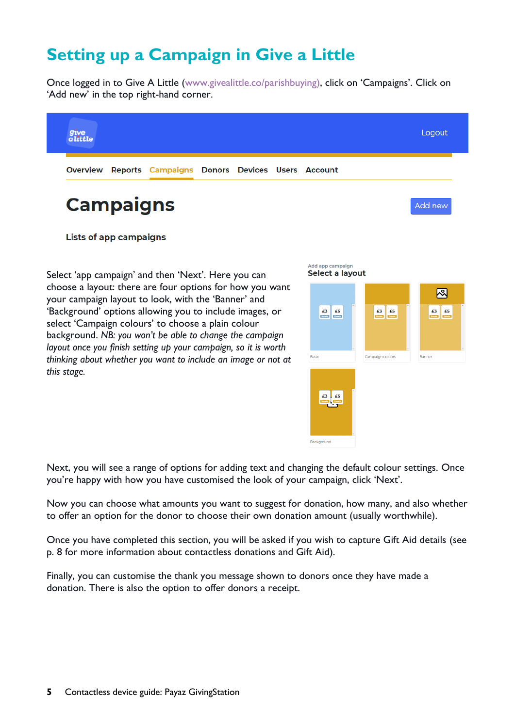# Setting up a Campaign in Give a Little

Once logged in to Give A Little (www.givealittle.co/parishbuying), click on 'Campaigns'. Click on 'Add new' in the top right-hand corner.

Select 'app campaign' and then 'Next'. Here you can choose a layout: there are four options for how you want your campaign layout to look, with the 'Banner' and 'Background' options allowing you to include images, or select 'Campaign colours' to choose a plain colour background. *NB: you won't be able to change the campaign layout once you finish setting up your campaign, so it is worth thinking about whether you want to include an image or not at this stage.*

Next, you will see a range of options for adding text and changing the default colour settings. Once you're happy with how you have customised the look of your campaign, click 'Next'.

Now you can choose what amounts you want to suggest for donation, how many, and also whether to offer an option for the donor to choose their own donation amount (usually worthwhile).

Once you have completed this section, you will be asked if you wish to capture Gift Aid details (see p. 8 for more information about contactless donations and Gift Aid).

Finally, you can customise the thank you message shown to donors once they have made a donation. There is also the option to offer donors a receipt.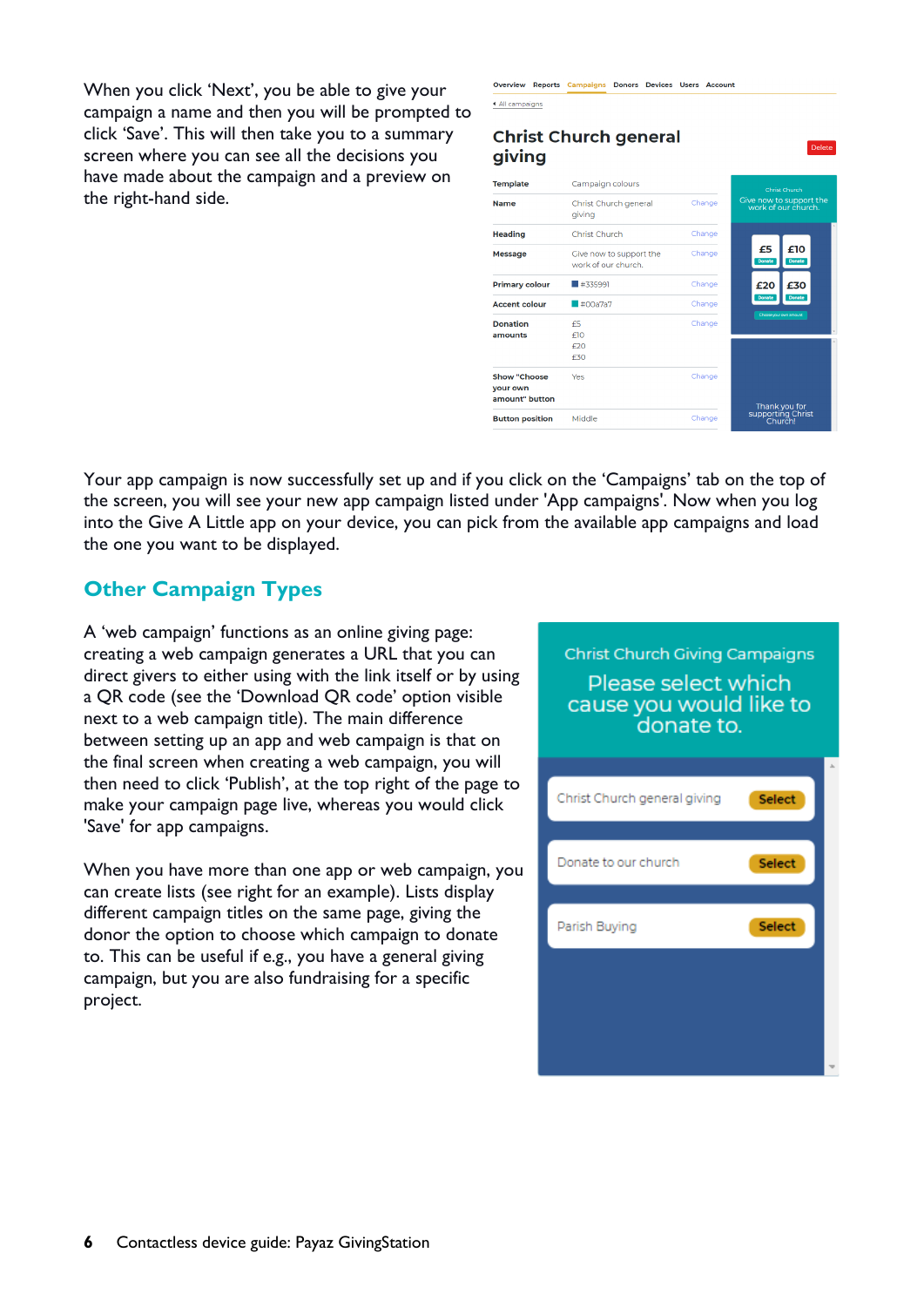When you click 'Next', you be able to give your campaign a name and then you will be prompted to click 'Save'. This will then take you to a summary screen where you can see all the decisions you have made about the campaign and a preview on the right-hand side.

Overview Reports Campaigns Donors Devices Users Account

All campaigns

## Christ Church general giving

Delete

| Template | Campaign colours | |
|---|---|---|
| Name | Christ Church general giving | Change |
| Heading | Christ Church | Change |
| Message | Give now to support the work of our church. | Change |
| Primary colour | #335991 | Change |
| Accent colour | #00a7a7 | Change |
| Donation amounts | £5<br>£10<br>£20<br>£30 | Change |
| Show "Choose your own amount" button | Yes | Change |
| Button position | Middle | Change |

Your app campaign is now successfully set up and if you click on the 'Campaigns' tab on the top of the screen, you will see your new app campaign listed under 'App campaigns'. Now when you log into the Give A Little app on your device, you can pick from the available app campaigns and load the one you want to be displayed.

## Other Campaign Types

A 'web campaign' functions as an online giving page: creating a web campaign generates a URL that you can direct givers to either using with the link itself or by using a QR code (see the 'Download QR code' option visible next to a web campaign title). The main difference between setting up an app and web campaign is that on the final screen when creating a web campaign, you will then need to click 'Publish', at the top right of the page to make your campaign page live, whereas you would click 'Save' for app campaigns.

When you have more than one app or web campaign, you can create lists (see right for an example). Lists display different campaign titles on the same page, giving the donor the option to choose which campaign to donate to. This can be useful if e.g., you have a general giving campaign, but you are also fundraising for a specific project.

Christ Church Giving Campaigns

Please select which cause you would like to donate to.

- Christ Church general giving — Select
- Donate to our church — Select
- Parish Buying — Select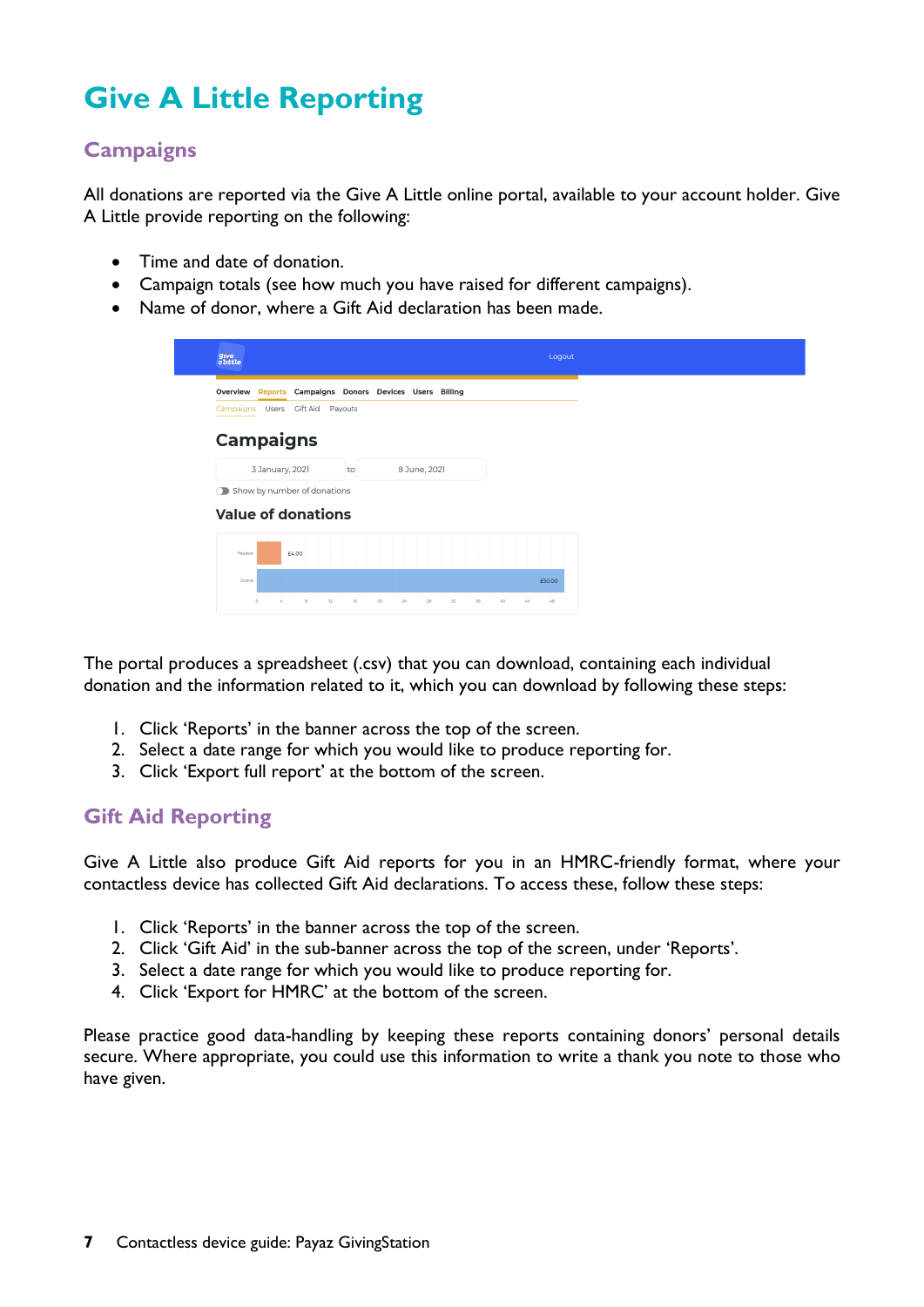# Give A Little Reporting

## Campaigns

All donations are reported via the Give A Little online portal, available to your account holder. Give A Little provide reporting on the following:

- Time and date of donation.
- Campaign totals (see how much you have raised for different campaigns).
- Name of donor, where a Gift Aid declaration has been made.

The portal produces a spreadsheet (.csv) that you can download, containing each individual donation and the information related to it, which you can download by following these steps:

1. Click 'Reports' in the banner across the top of the screen.
2. Select a date range for which you would like to produce reporting for.
3. Click 'Export full report' at the bottom of the screen.

## Gift Aid Reporting

Give A Little also produce Gift Aid reports for you in an HMRC-friendly format, where your contactless device has collected Gift Aid declarations. To access these, follow these steps:

1. Click 'Reports' in the banner across the top of the screen.
2. Click 'Gift Aid' in the sub-banner across the top of the screen, under 'Reports'.
3. Select a date range for which you would like to produce reporting for.
4. Click 'Export for HMRC' at the bottom of the screen.

Please practice good data-handling by keeping these reports containing donors' personal details secure. Where appropriate, you could use this information to write a thank you note to those who have given.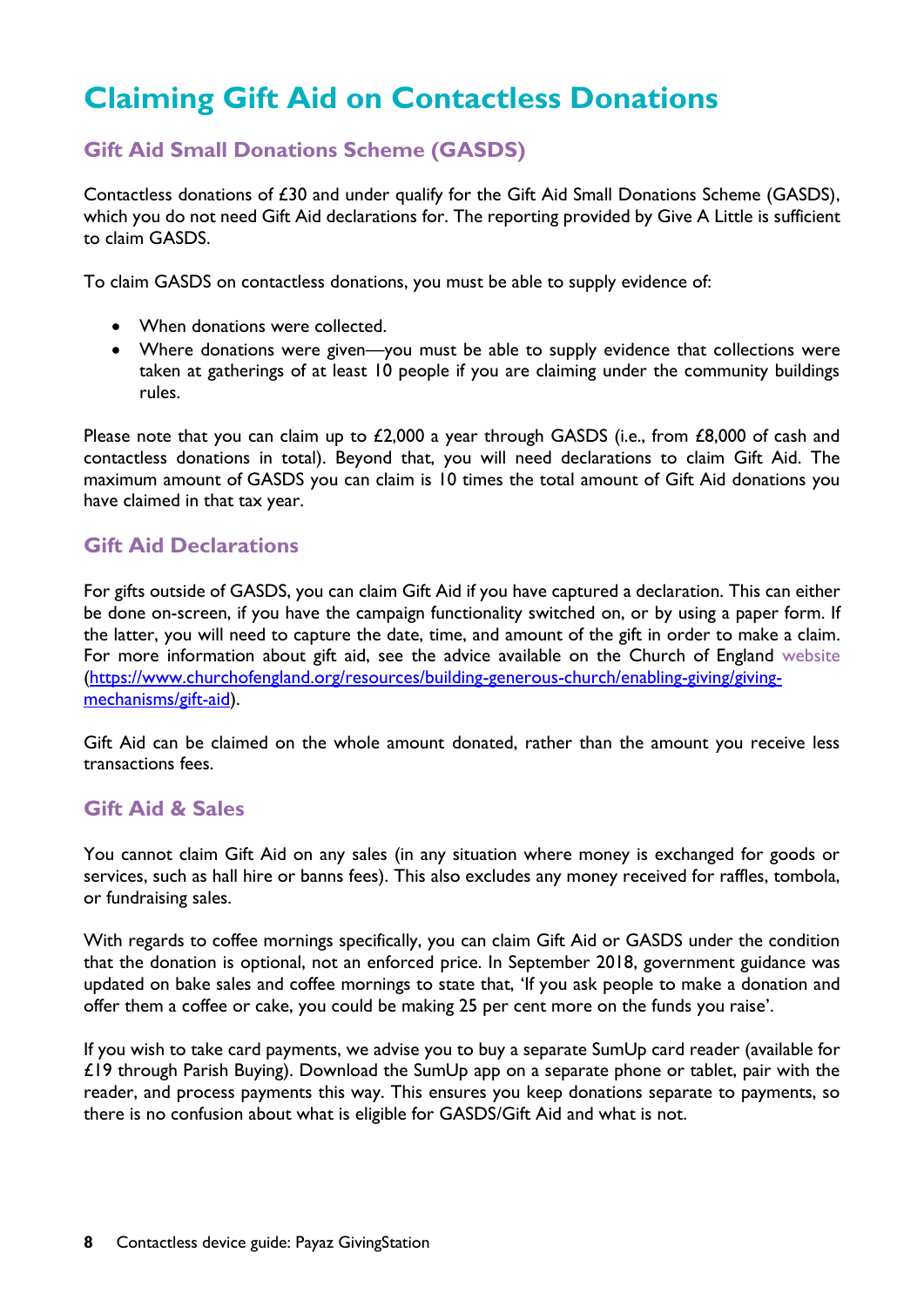# Claiming Gift Aid on Contactless Donations

## Gift Aid Small Donations Scheme (GASDS)

Contactless donations of £30 and under qualify for the Gift Aid Small Donations Scheme (GASDS), which you do not need Gift Aid declarations for. The reporting provided by Give A Little is sufficient to claim GASDS.

To claim GASDS on contactless donations, you must be able to supply evidence of:

- When donations were collected.
- Where donations were given—you must be able to supply evidence that collections were taken at gatherings of at least 10 people if you are claiming under the community buildings rules.

Please note that you can claim up to £2,000 a year through GASDS (i.e., from £8,000 of cash and contactless donations in total). Beyond that, you will need declarations to claim Gift Aid. The maximum amount of GASDS you can claim is 10 times the total amount of Gift Aid donations you have claimed in that tax year.

## Gift Aid Declarations

For gifts outside of GASDS, you can claim Gift Aid if you have captured a declaration. This can either be done on-screen, if you have the campaign functionality switched on, or by using a paper form. If the latter, you will need to capture the date, time, and amount of the gift in order to make a claim. For more information about gift aid, see the advice available on the Church of England website (https://www.churchofengland.org/resources/building-generous-church/enabling-giving/giving-mechanisms/gift-aid).

Gift Aid can be claimed on the whole amount donated, rather than the amount you receive less transactions fees.

## Gift Aid & Sales

You cannot claim Gift Aid on any sales (in any situation where money is exchanged for goods or services, such as hall hire or banns fees). This also excludes any money received for raffles, tombola, or fundraising sales.

With regards to coffee mornings specifically, you can claim Gift Aid or GASDS under the condition that the donation is optional, not an enforced price. In September 2018, government guidance was updated on bake sales and coffee mornings to state that, 'If you ask people to make a donation and offer them a coffee or cake, you could be making 25 per cent more on the funds you raise'.

If you wish to take card payments, we advise you to buy a separate SumUp card reader (available for £19 through Parish Buying). Download the SumUp app on a separate phone or tablet, pair with the reader, and process payments this way. This ensures you keep donations separate to payments, so there is no confusion about what is eligible for GASDS/Gift Aid and what is not.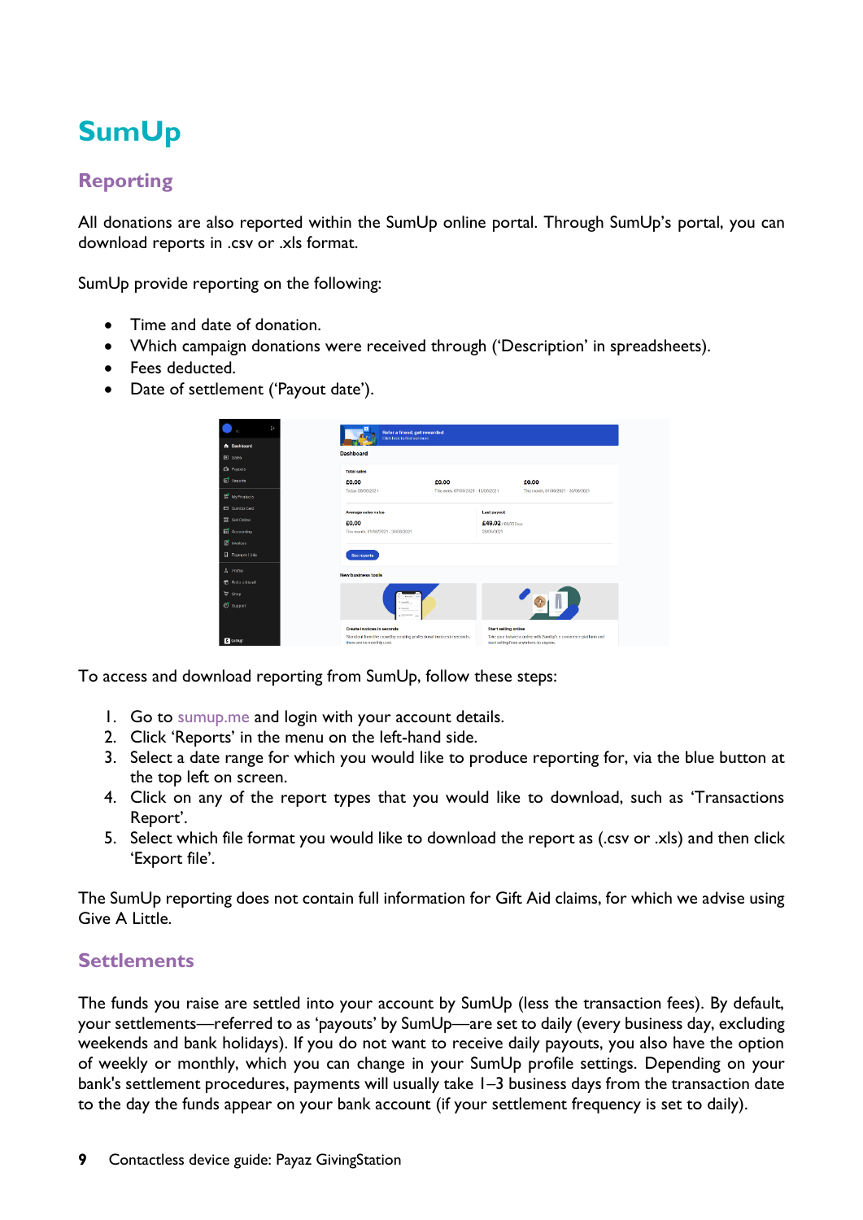# SumUp

## Reporting

All donations are also reported within the SumUp online portal. Through SumUp's portal, you can download reports in .csv or .xls format.

SumUp provide reporting on the following:

- Time and date of donation.
- Which campaign donations were received through ('Description' in spreadsheets).
- Fees deducted.
- Date of settlement ('Payout date').

To access and download reporting from SumUp, follow these steps:

1. Go to sumup.me and login with your account details.
2. Click 'Reports' in the menu on the left-hand side.
3. Select a date range for which you would like to produce reporting for, via the blue button at the top left on screen.
4. Click on any of the report types that you would like to download, such as 'Transactions Report'.
5. Select which file format you would like to download the report as (.csv or .xls) and then click 'Export file'.

The SumUp reporting does not contain full information for Gift Aid claims, for which we advise using Give A Little.

## Settlements

The funds you raise are settled into your account by SumUp (less the transaction fees). By default, your settlements—referred to as 'payouts' by SumUp—are set to daily (every business day, excluding weekends and bank holidays). If you do not want to receive daily payouts, you also have the option of weekly or monthly, which you can change in your SumUp profile settings. Depending on your bank's settlement procedures, payments will usually take 1–3 business days from the transaction date to the day the funds appear on your bank account (if your settlement frequency is set to daily).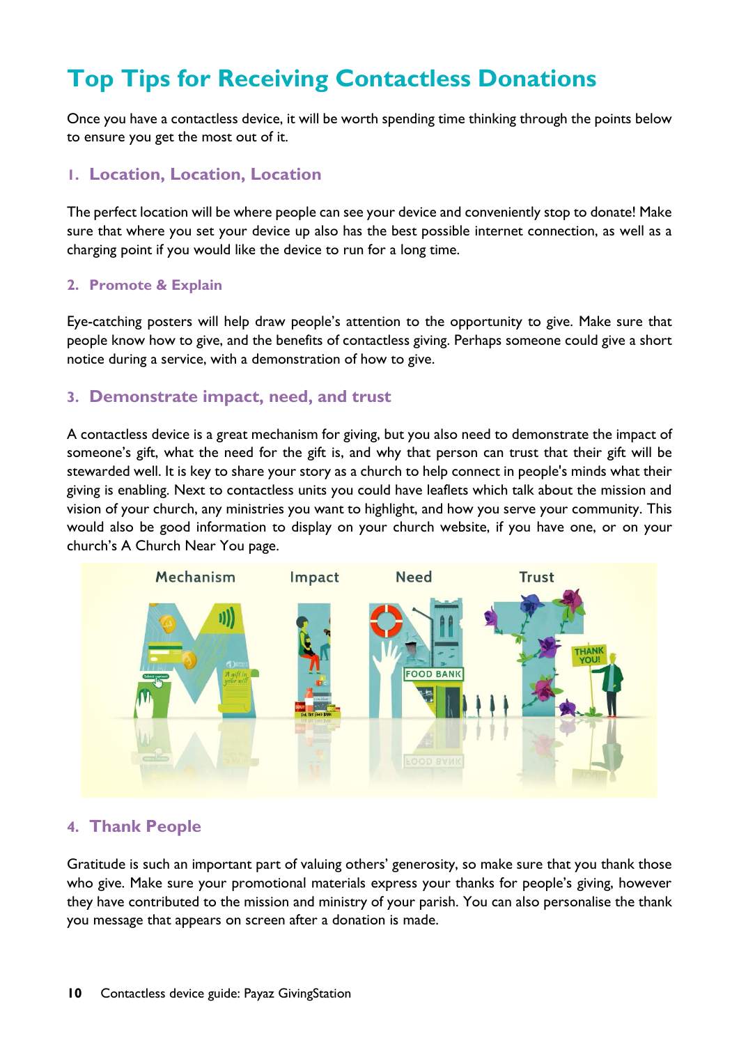# Top Tips for Receiving Contactless Donations

Once you have a contactless device, it will be worth spending time thinking through the points below to ensure you get the most out of it.

## 1. Location, Location, Location

The perfect location will be where people can see your device and conveniently stop to donate! Make sure that where you set your device up also has the best possible internet connection, as well as a charging point if you would like the device to run for a long time.

## 2. Promote & Explain

Eye-catching posters will help draw people's attention to the opportunity to give. Make sure that people know how to give, and the benefits of contactless giving. Perhaps someone could give a short notice during a service, with a demonstration of how to give.

## 3. Demonstrate impact, need, and trust

A contactless device is a great mechanism for giving, but you also need to demonstrate the impact of someone's gift, what the need for the gift is, and why that person can trust that their gift will be stewarded well. It is key to share your story as a church to help connect in people's minds what their giving is enabling. Next to contactless units you could have leaflets which talk about the mission and vision of your church, any ministries you want to highlight, and how you serve your community. This would also be good information to display on your church website, if you have one, or on your church's A Church Near You page.

## 4. Thank People

Gratitude is such an important part of valuing others' generosity, so make sure that you thank those who give. Make sure your promotional materials express your thanks for people's giving, however they have contributed to the mission and ministry of your parish. You can also personalise the thank you message that appears on screen after a donation is made.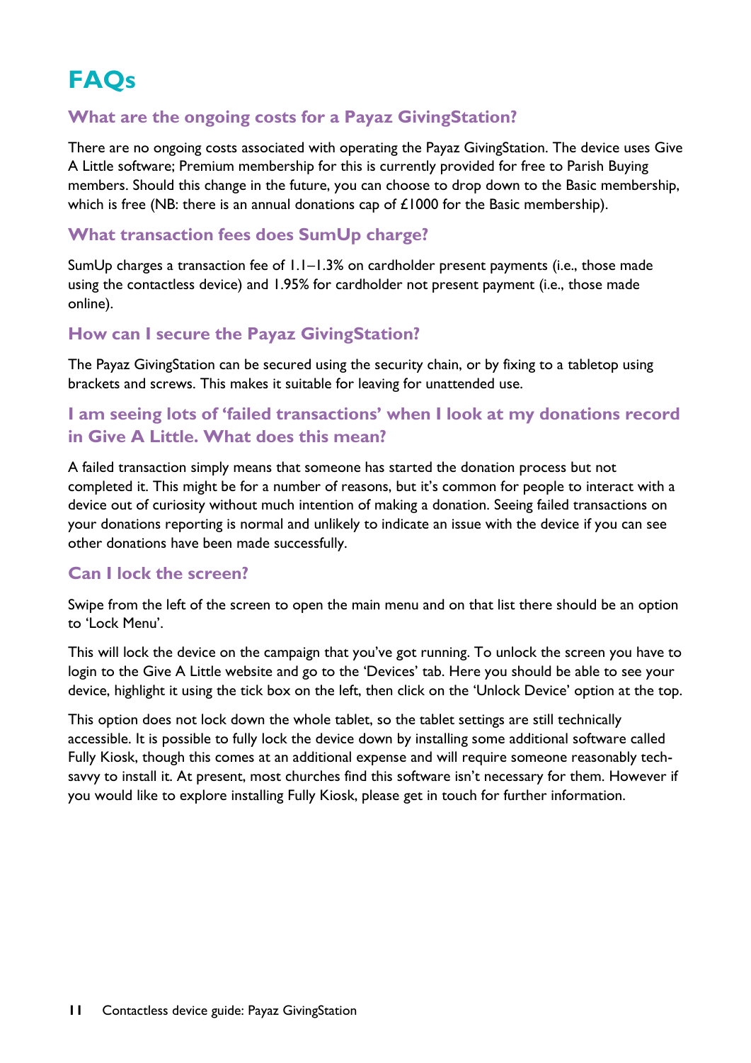# FAQs

## What are the ongoing costs for a Payaz GivingStation?

There are no ongoing costs associated with operating the Payaz GivingStation. The device uses Give A Little software; Premium membership for this is currently provided for free to Parish Buying members. Should this change in the future, you can choose to drop down to the Basic membership, which is free (NB: there is an annual donations cap of £1000 for the Basic membership).

## What transaction fees does SumUp charge?

SumUp charges a transaction fee of 1.1–1.3% on cardholder present payments (i.e., those made using the contactless device) and 1.95% for cardholder not present payment (i.e., those made online).

## How can I secure the Payaz GivingStation?

The Payaz GivingStation can be secured using the security chain, or by fixing to a tabletop using brackets and screws. This makes it suitable for leaving for unattended use.

## I am seeing lots of 'failed transactions' when I look at my donations record in Give A Little. What does this mean?

A failed transaction simply means that someone has started the donation process but not completed it. This might be for a number of reasons, but it's common for people to interact with a device out of curiosity without much intention of making a donation. Seeing failed transactions on your donations reporting is normal and unlikely to indicate an issue with the device if you can see other donations have been made successfully.

## Can I lock the screen?

Swipe from the left of the screen to open the main menu and on that list there should be an option to 'Lock Menu'.

This will lock the device on the campaign that you've got running. To unlock the screen you have to login to the Give A Little website and go to the 'Devices' tab. Here you should be able to see your device, highlight it using the tick box on the left, then click on the 'Unlock Device' option at the top.

This option does not lock down the whole tablet, so the tablet settings are still technically accessible. It is possible to fully lock the device down by installing some additional software called Fully Kiosk, though this comes at an additional expense and will require someone reasonably tech-savvy to install it. At present, most churches find this software isn't necessary for them. However if you would like to explore installing Fully Kiosk, please get in touch for further information.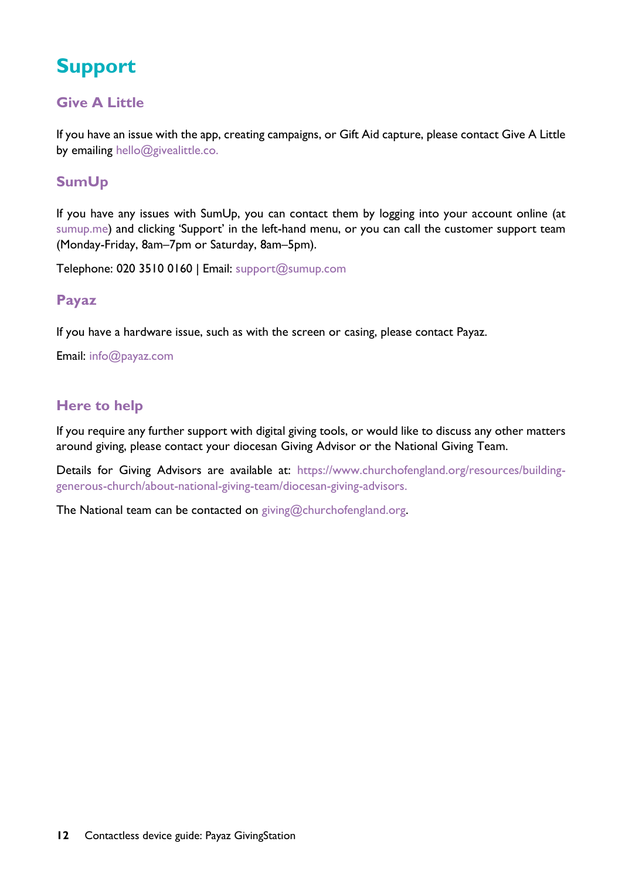# Support

## Give A Little

If you have an issue with the app, creating campaigns, or Gift Aid capture, please contact Give A Little by emailing hello@givealittle.co.

## SumUp

If you have any issues with SumUp, you can contact them by logging into your account online (at sumup.me) and clicking 'Support' in the left-hand menu, or you can call the customer support team (Monday-Friday, 8am–7pm or Saturday, 8am–5pm).

Telephone: 020 3510 0160 | Email: support@sumup.com

## Payaz

If you have a hardware issue, such as with the screen or casing, please contact Payaz.

Email: info@payaz.com

## Here to help

If you require any further support with digital giving tools, or would like to discuss any other matters around giving, please contact your diocesan Giving Advisor or the National Giving Team.

Details for Giving Advisors are available at: https://www.churchofengland.org/resources/building-generous-church/about-national-giving-team/diocesan-giving-advisors.

The National team can be contacted on giving@churchofengland.org.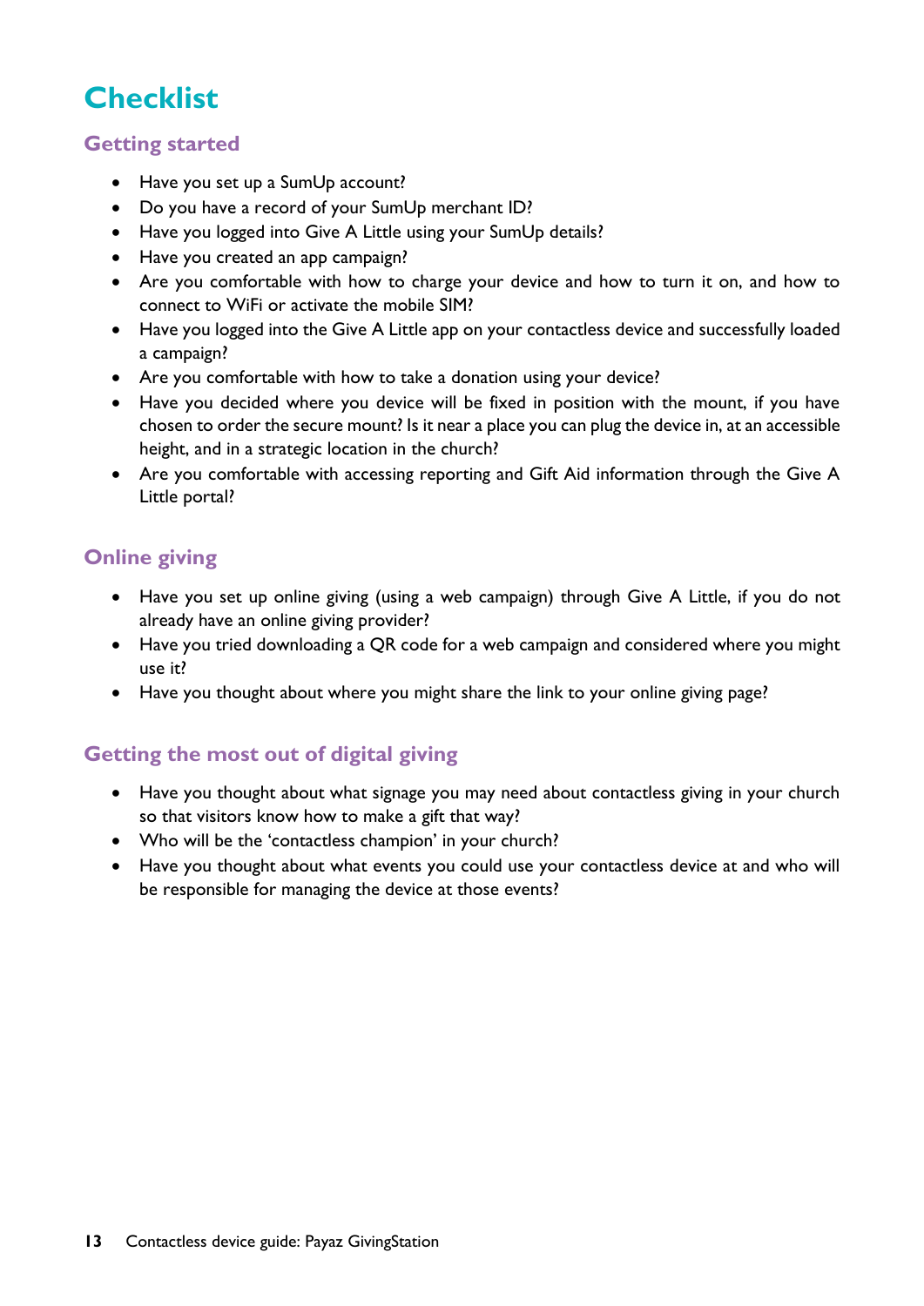# Checklist

## Getting started

- Have you set up a SumUp account?
- Do you have a record of your SumUp merchant ID?
- Have you logged into Give A Little using your SumUp details?
- Have you created an app campaign?
- Are you comfortable with how to charge your device and how to turn it on, and how to connect to WiFi or activate the mobile SIM?
- Have you logged into the Give A Little app on your contactless device and successfully loaded a campaign?
- Are you comfortable with how to take a donation using your device?
- Have you decided where you device will be fixed in position with the mount, if you have chosen to order the secure mount? Is it near a place you can plug the device in, at an accessible height, and in a strategic location in the church?
- Are you comfortable with accessing reporting and Gift Aid information through the Give A Little portal?

## Online giving

- Have you set up online giving (using a web campaign) through Give A Little, if you do not already have an online giving provider?
- Have you tried downloading a QR code for a web campaign and considered where you might use it?
- Have you thought about where you might share the link to your online giving page?

## Getting the most out of digital giving

- Have you thought about what signage you may need about contactless giving in your church so that visitors know how to make a gift that way?
- Who will be the 'contactless champion' in your church?
- Have you thought about what events you could use your contactless device at and who will be responsible for managing the device at those events?